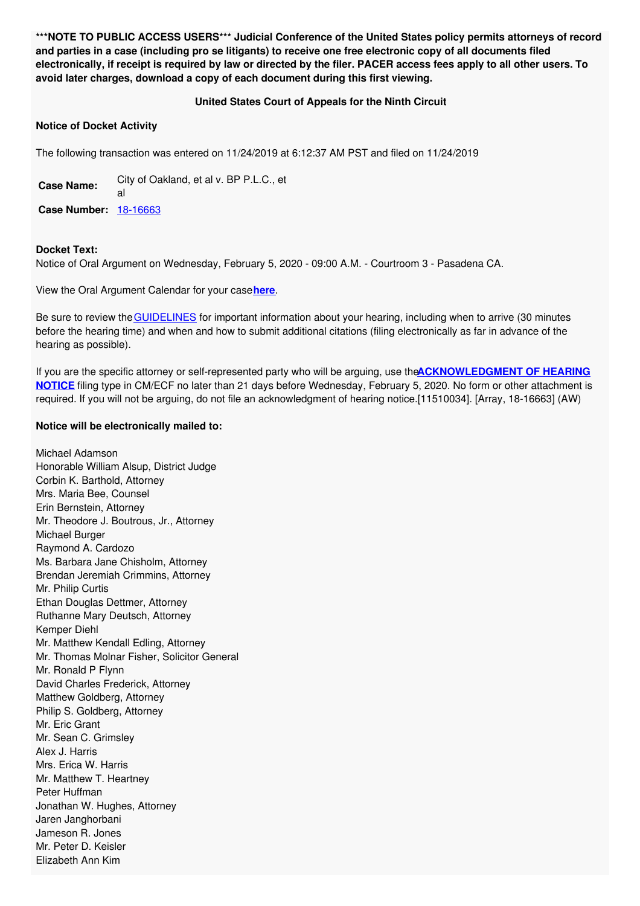**\*\*\*NOTE TO PUBLIC ACCESS USERS\*\*\* Judicial Conference of the United States policy permits attorneys of record and parties in a case (including pro se litigants) to receive one free electronic copy of all documents filed electronically, if receipt is required by law or directed by the filer. PACER access fees apply to all other users. To avoid later charges, download a copy of each document during this first viewing.**

**United States Court of Appeals for the Ninth Circuit**

**Notice of Docket Activity**

The following transaction was entered on 11/24/2019 at 6:12:37 AM PST and filed on 11/24/2019

| | |
|---|---|
| **Case Name:** | City of Oakland, et al v. BP P.L.C., et al |
| **Case Number:** | 18-16663 |

**Docket Text:**
Notice of Oral Argument on Wednesday, February 5, 2020 - 09:00 A.M. - Courtroom 3 - Pasadena CA.

View the Oral Argument Calendar for your case **here**.

Be sure to review the GUIDELINES for important information about your hearing, including when to arrive (30 minutes before the hearing time) and when and how to submit additional citations (filing electronically as far in advance of the hearing as possible).

If you are the specific attorney or self-represented party who will be arguing, use the **ACKNOWLEDGMENT OF HEARING NOTICE** filing type in CM/ECF no later than 21 days before Wednesday, February 5, 2020. No form or other attachment is required. If you will not be arguing, do not file an acknowledgment of hearing notice.[11510034]. [Array, 18-16663] (AW)

**Notice will be electronically mailed to:**

Michael Adamson
Honorable William Alsup, District Judge
Corbin K. Barthold, Attorney
Mrs. Maria Bee, Counsel
Erin Bernstein, Attorney
Mr. Theodore J. Boutrous, Jr., Attorney
Michael Burger
Raymond A. Cardozo
Ms. Barbara Jane Chisholm, Attorney
Brendan Jeremiah Crimmins, Attorney
Mr. Philip Curtis
Ethan Douglas Dettmer, Attorney
Ruthanne Mary Deutsch, Attorney
Kemper Diehl
Mr. Matthew Kendall Edling, Attorney
Mr. Thomas Molnar Fisher, Solicitor General
Mr. Ronald P Flynn
David Charles Frederick, Attorney
Matthew Goldberg, Attorney
Philip S. Goldberg, Attorney
Mr. Eric Grant
Mr. Sean C. Grimsley
Alex J. Harris
Mrs. Erica W. Harris
Mr. Matthew T. Heartney
Peter Huffman
Jonathan W. Hughes, Attorney
Jaren Janghorbani
Jameson R. Jones
Mr. Peter D. Keisler
Elizabeth Ann Kim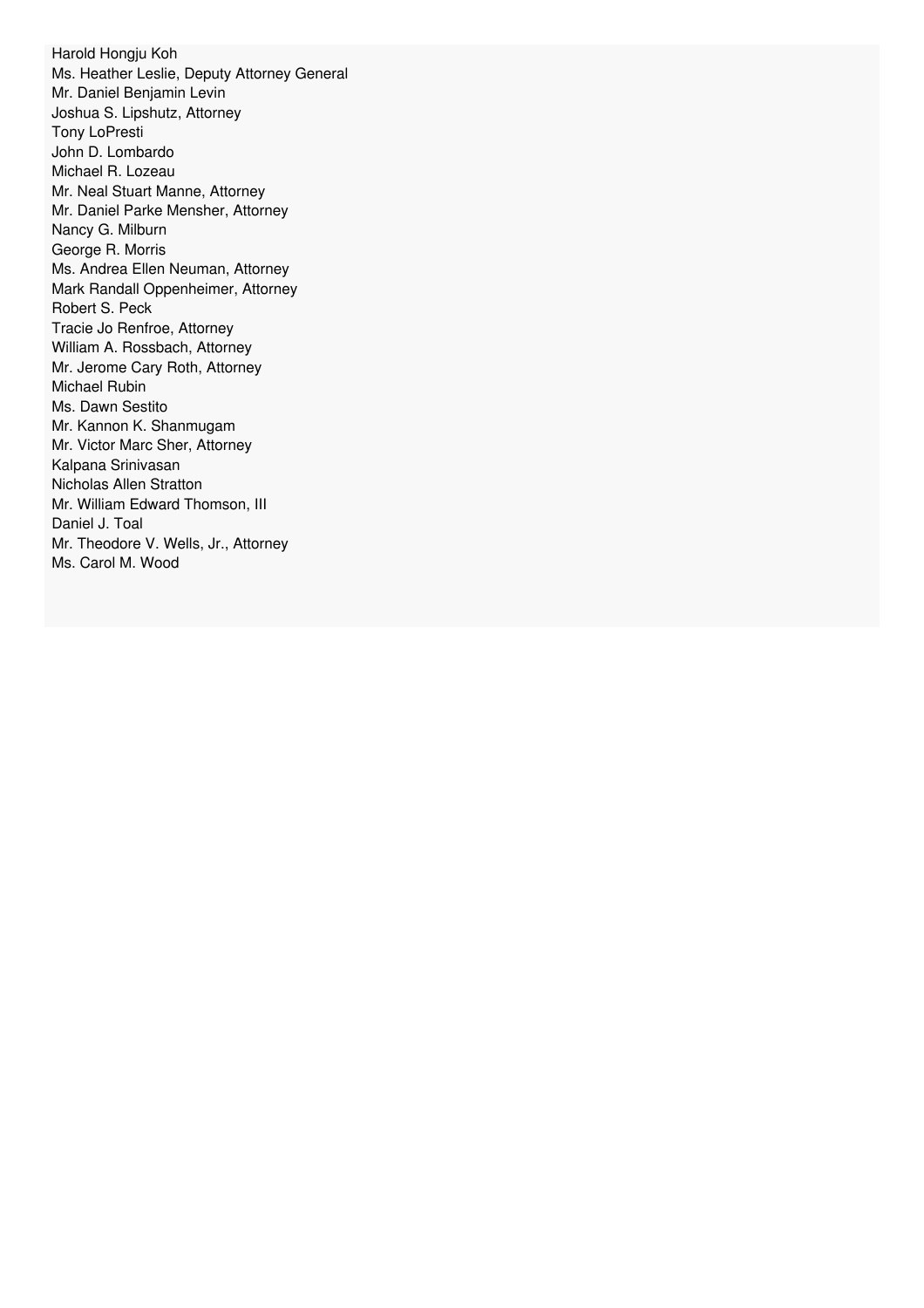Harold Hongju Koh
Ms. Heather Leslie, Deputy Attorney General
Mr. Daniel Benjamin Levin
Joshua S. Lipshutz, Attorney
Tony LoPresti
John D. Lombardo
Michael R. Lozeau
Mr. Neal Stuart Manne, Attorney
Mr. Daniel Parke Mensher, Attorney
Nancy G. Milburn
George R. Morris
Ms. Andrea Ellen Neuman, Attorney
Mark Randall Oppenheimer, Attorney
Robert S. Peck
Tracie Jo Renfroe, Attorney
William A. Rossbach, Attorney
Mr. Jerome Cary Roth, Attorney
Michael Rubin
Ms. Dawn Sestito
Mr. Kannon K. Shanmugam
Mr. Victor Marc Sher, Attorney
Kalpana Srinivasan
Nicholas Allen Stratton
Mr. William Edward Thomson, III
Daniel J. Toal
Mr. Theodore V. Wells, Jr., Attorney
Ms. Carol M. Wood